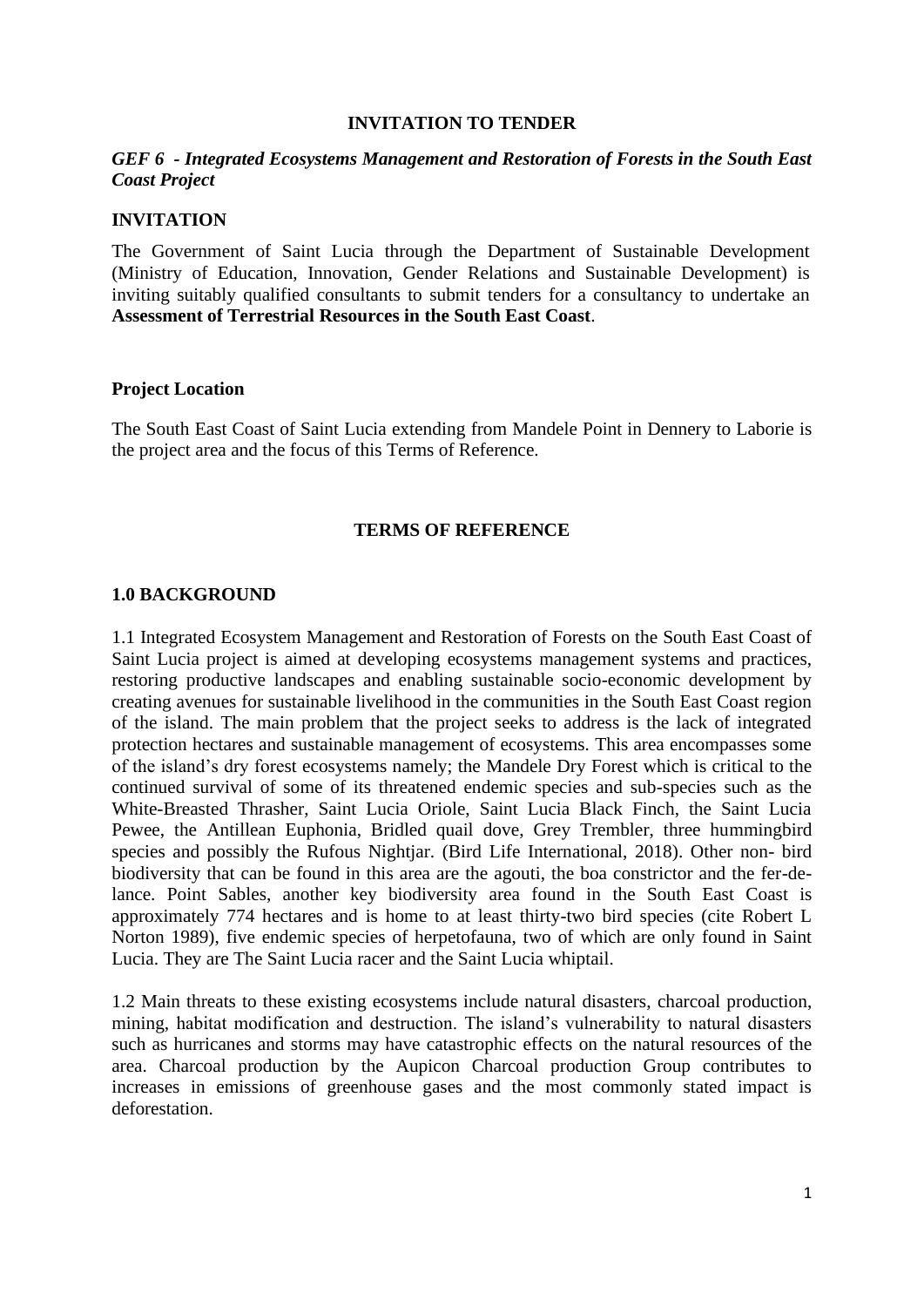**INVITATION TO TENDER**

***GEF 6 - Integrated Ecosystems Management and Restoration of Forests in the South East Coast Project***

**INVITATION**

The Government of Saint Lucia through the Department of Sustainable Development (Ministry of Education, Innovation, Gender Relations and Sustainable Development) is inviting suitably qualified consultants to submit tenders for a consultancy to undertake an **Assessment of Terrestrial Resources in the South East Coast**.

**Project Location**

The South East Coast of Saint Lucia extending from Mandele Point in Dennery to Laborie is the project area and the focus of this Terms of Reference.

**TERMS OF REFERENCE**

**1.0 BACKGROUND**

1.1 Integrated Ecosystem Management and Restoration of Forests on the South East Coast of Saint Lucia project is aimed at developing ecosystems management systems and practices, restoring productive landscapes and enabling sustainable socio-economic development by creating avenues for sustainable livelihood in the communities in the South East Coast region of the island. The main problem that the project seeks to address is the lack of integrated protection hectares and sustainable management of ecosystems. This area encompasses some of the island's dry forest ecosystems namely; the Mandele Dry Forest which is critical to the continued survival of some of its threatened endemic species and sub-species such as the White-Breasted Thrasher, Saint Lucia Oriole, Saint Lucia Black Finch, the Saint Lucia Pewee, the Antillean Euphonia, Bridled quail dove, Grey Trembler, three hummingbird species and possibly the Rufous Nightjar. (Bird Life International, 2018). Other non- bird biodiversity that can be found in this area are the agouti, the boa constrictor and the fer-de-lance. Point Sables, another key biodiversity area found in the South East Coast is approximately 774 hectares and is home to at least thirty-two bird species (cite Robert L Norton 1989), five endemic species of herpetofauna, two of which are only found in Saint Lucia. They are The Saint Lucia racer and the Saint Lucia whiptail.

1.2 Main threats to these existing ecosystems include natural disasters, charcoal production, mining, habitat modification and destruction. The island's vulnerability to natural disasters such as hurricanes and storms may have catastrophic effects on the natural resources of the area. Charcoal production by the Aupicon Charcoal production Group contributes to increases in emissions of greenhouse gases and the most commonly stated impact is deforestation.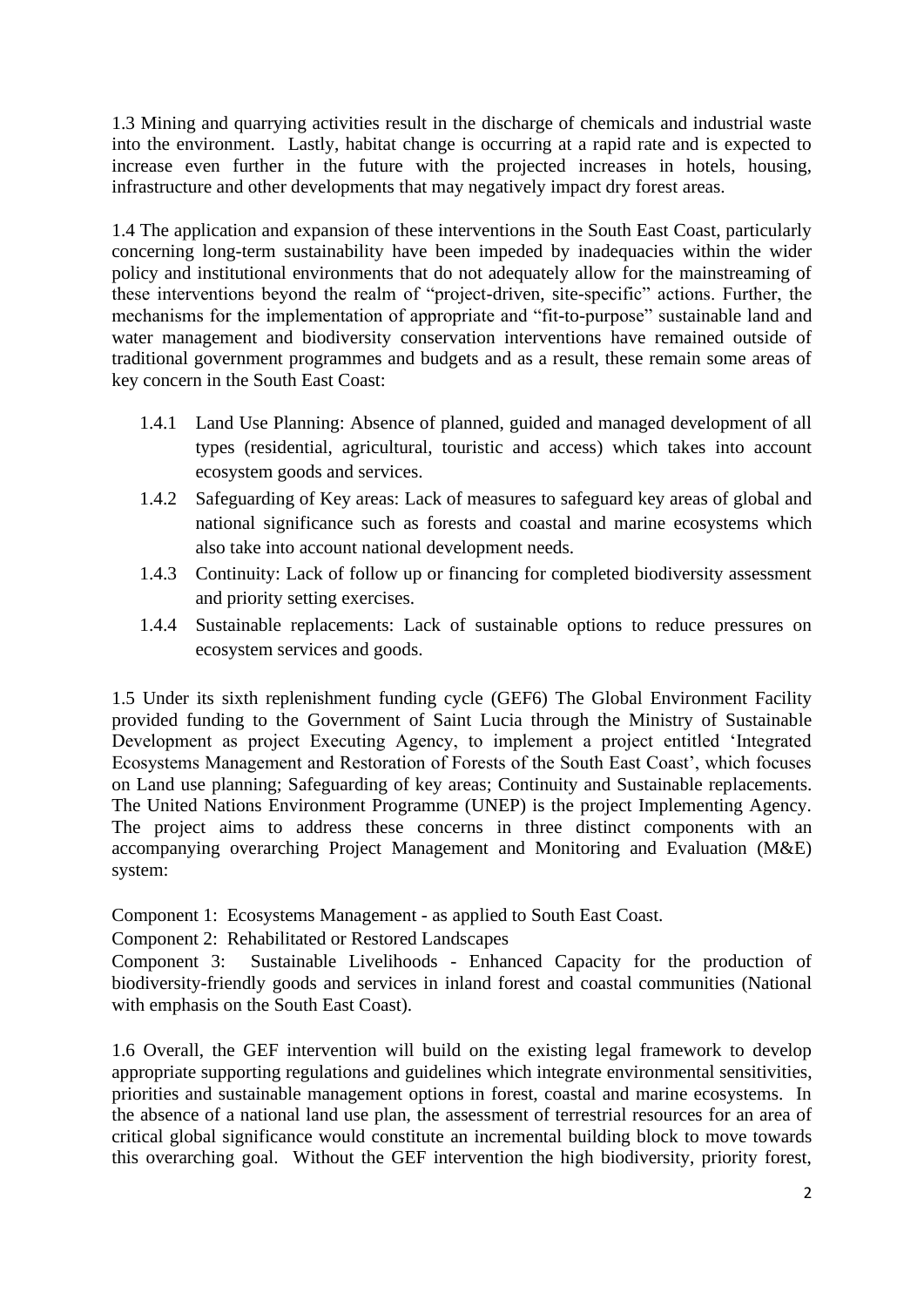1.3 Mining and quarrying activities result in the discharge of chemicals and industrial waste into the environment. Lastly, habitat change is occurring at a rapid rate and is expected to increase even further in the future with the projected increases in hotels, housing, infrastructure and other developments that may negatively impact dry forest areas.

1.4 The application and expansion of these interventions in the South East Coast, particularly concerning long-term sustainability have been impeded by inadequacies within the wider policy and institutional environments that do not adequately allow for the mainstreaming of these interventions beyond the realm of "project-driven, site-specific" actions. Further, the mechanisms for the implementation of appropriate and "fit-to-purpose" sustainable land and water management and biodiversity conservation interventions have remained outside of traditional government programmes and budgets and as a result, these remain some areas of key concern in the South East Coast:

- 1.4.1 Land Use Planning: Absence of planned, guided and managed development of all types (residential, agricultural, touristic and access) which takes into account ecosystem goods and services.
- 1.4.2 Safeguarding of Key areas: Lack of measures to safeguard key areas of global and national significance such as forests and coastal and marine ecosystems which also take into account national development needs.
- 1.4.3 Continuity: Lack of follow up or financing for completed biodiversity assessment and priority setting exercises.
- 1.4.4 Sustainable replacements: Lack of sustainable options to reduce pressures on ecosystem services and goods.

1.5 Under its sixth replenishment funding cycle (GEF6) The Global Environment Facility provided funding to the Government of Saint Lucia through the Ministry of Sustainable Development as project Executing Agency, to implement a project entitled 'Integrated Ecosystems Management and Restoration of Forests of the South East Coast', which focuses on Land use planning; Safeguarding of key areas; Continuity and Sustainable replacements. The United Nations Environment Programme (UNEP) is the project Implementing Agency. The project aims to address these concerns in three distinct components with an accompanying overarching Project Management and Monitoring and Evaluation (M&E) system:

Component 1: Ecosystems Management - as applied to South East Coast.

Component 2: Rehabilitated or Restored Landscapes

Component 3: Sustainable Livelihoods - Enhanced Capacity for the production of biodiversity-friendly goods and services in inland forest and coastal communities (National with emphasis on the South East Coast).

1.6 Overall, the GEF intervention will build on the existing legal framework to develop appropriate supporting regulations and guidelines which integrate environmental sensitivities, priorities and sustainable management options in forest, coastal and marine ecosystems. In the absence of a national land use plan, the assessment of terrestrial resources for an area of critical global significance would constitute an incremental building block to move towards this overarching goal. Without the GEF intervention the high biodiversity, priority forest,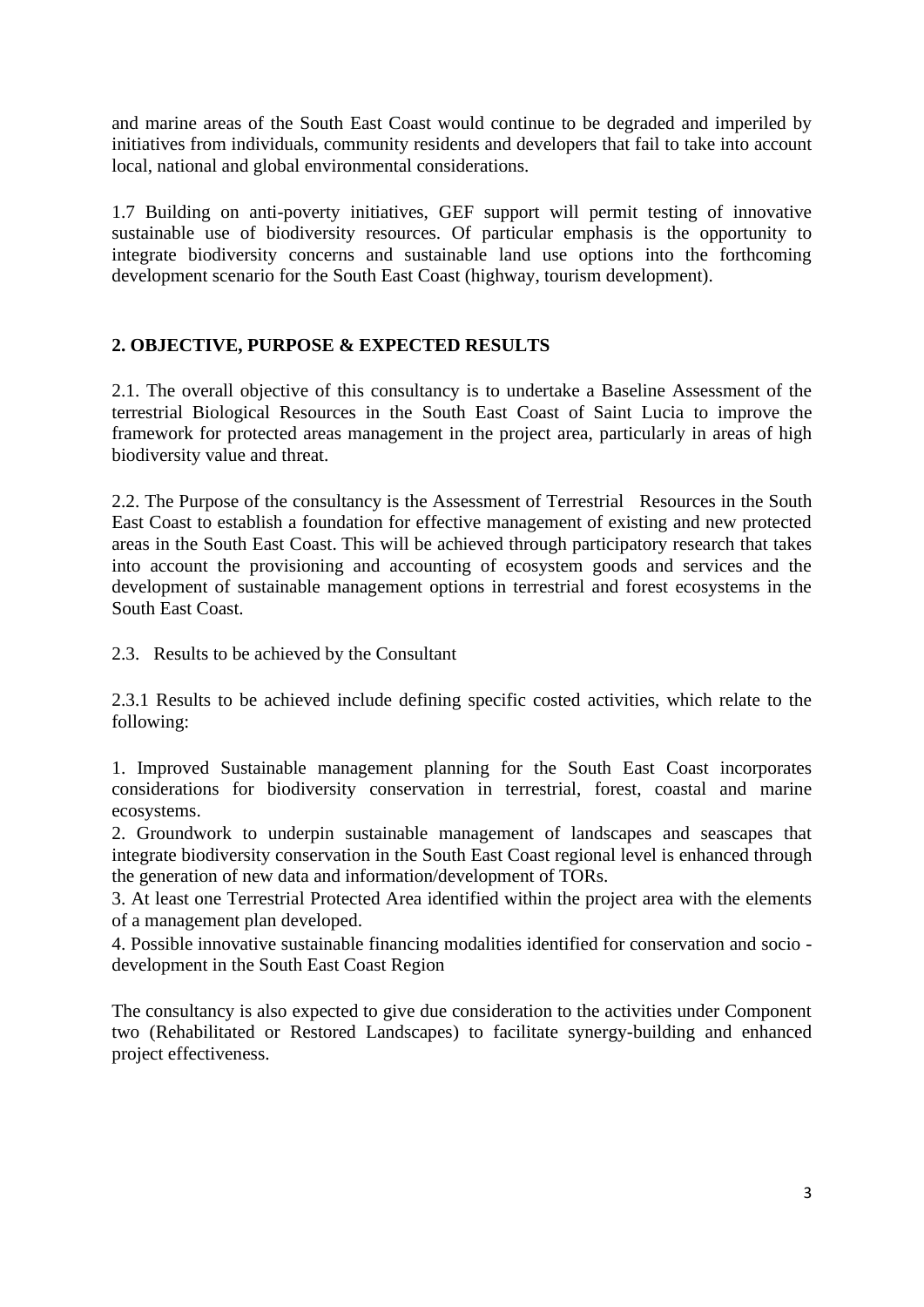and marine areas of the South East Coast would continue to be degraded and imperiled by initiatives from individuals, community residents and developers that fail to take into account local, national and global environmental considerations.

1.7 Building on anti-poverty initiatives, GEF support will permit testing of innovative sustainable use of biodiversity resources. Of particular emphasis is the opportunity to integrate biodiversity concerns and sustainable land use options into the forthcoming development scenario for the South East Coast (highway, tourism development).

## 2. OBJECTIVE, PURPOSE & EXPECTED RESULTS

2.1. The overall objective of this consultancy is to undertake a Baseline Assessment of the terrestrial Biological Resources in the South East Coast of Saint Lucia to improve the framework for protected areas management in the project area, particularly in areas of high biodiversity value and threat.

2.2. The Purpose of the consultancy is the Assessment of Terrestrial Resources in the South East Coast to establish a foundation for effective management of existing and new protected areas in the South East Coast. This will be achieved through participatory research that takes into account the provisioning and accounting of ecosystem goods and services and the development of sustainable management options in terrestrial and forest ecosystems in the South East Coast.

2.3. Results to be achieved by the Consultant

2.3.1 Results to be achieved include defining specific costed activities, which relate to the following:

1. Improved Sustainable management planning for the South East Coast incorporates considerations for biodiversity conservation in terrestrial, forest, coastal and marine ecosystems.
2. Groundwork to underpin sustainable management of landscapes and seascapes that integrate biodiversity conservation in the South East Coast regional level is enhanced through the generation of new data and information/development of TORs.
3. At least one Terrestrial Protected Area identified within the project area with the elements of a management plan developed.
4. Possible innovative sustainable financing modalities identified for conservation and socio - development in the South East Coast Region

The consultancy is also expected to give due consideration to the activities under Component two (Rehabilitated or Restored Landscapes) to facilitate synergy-building and enhanced project effectiveness.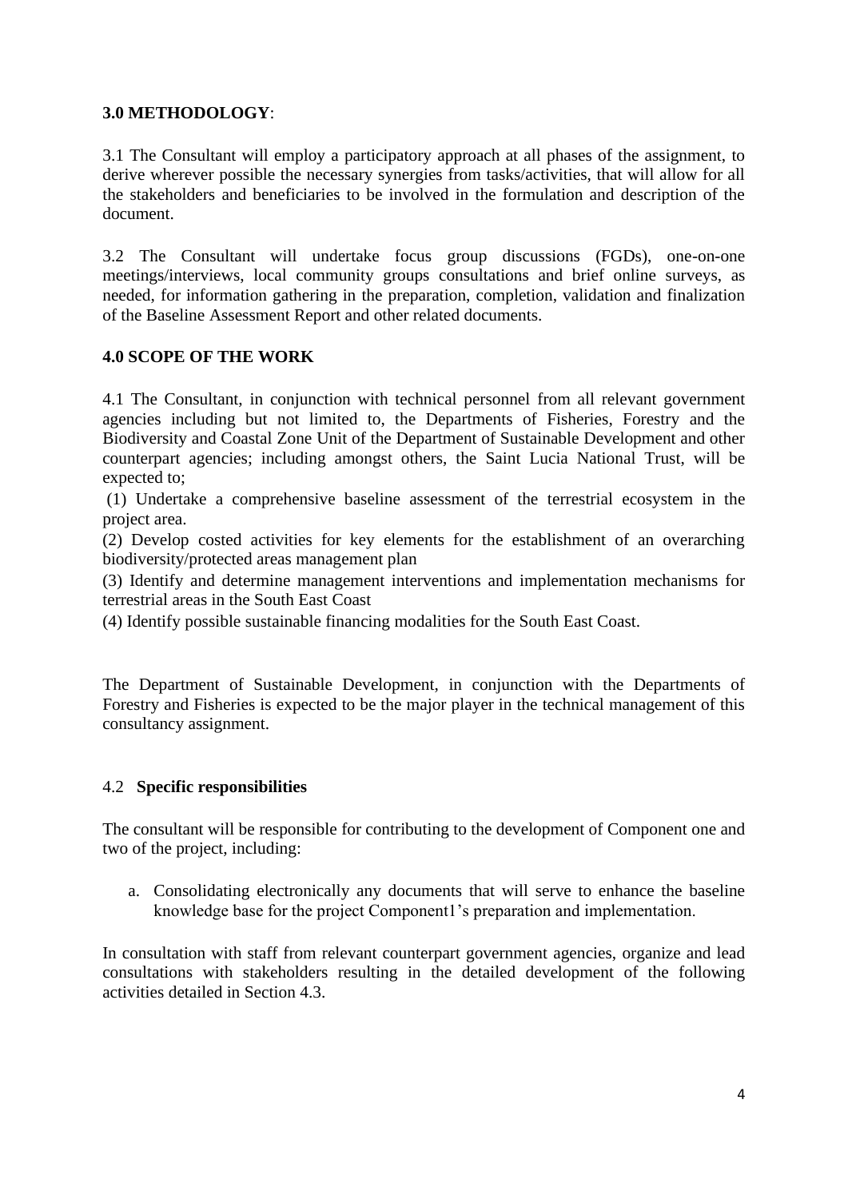**3.0 METHODOLOGY**:

3.1 The Consultant will employ a participatory approach at all phases of the assignment, to derive wherever possible the necessary synergies from tasks/activities, that will allow for all the stakeholders and beneficiaries to be involved in the formulation and description of the document.

3.2 The Consultant will undertake focus group discussions (FGDs), one-on-one meetings/interviews, local community groups consultations and brief online surveys, as needed, for information gathering in the preparation, completion, validation and finalization of the Baseline Assessment Report and other related documents.

**4.0 SCOPE OF THE WORK**

4.1 The Consultant, in conjunction with technical personnel from all relevant government agencies including but not limited to, the Departments of Fisheries, Forestry and the Biodiversity and Coastal Zone Unit of the Department of Sustainable Development and other counterpart agencies; including amongst others, the Saint Lucia National Trust, will be expected to;

(1) Undertake a comprehensive baseline assessment of the terrestrial ecosystem in the project area.
(2) Develop costed activities for key elements for the establishment of an overarching biodiversity/protected areas management plan
(3) Identify and determine management interventions and implementation mechanisms for terrestrial areas in the South East Coast
(4) Identify possible sustainable financing modalities for the South East Coast.

The Department of Sustainable Development, in conjunction with the Departments of Forestry and Fisheries is expected to be the major player in the technical management of this consultancy assignment.

4.2 **Specific responsibilities**

The consultant will be responsible for contributing to the development of Component one and two of the project, including:

a. Consolidating electronically any documents that will serve to enhance the baseline knowledge base for the project Component1's preparation and implementation.

In consultation with staff from relevant counterpart government agencies, organize and lead consultations with stakeholders resulting in the detailed development of the following activities detailed in Section 4.3.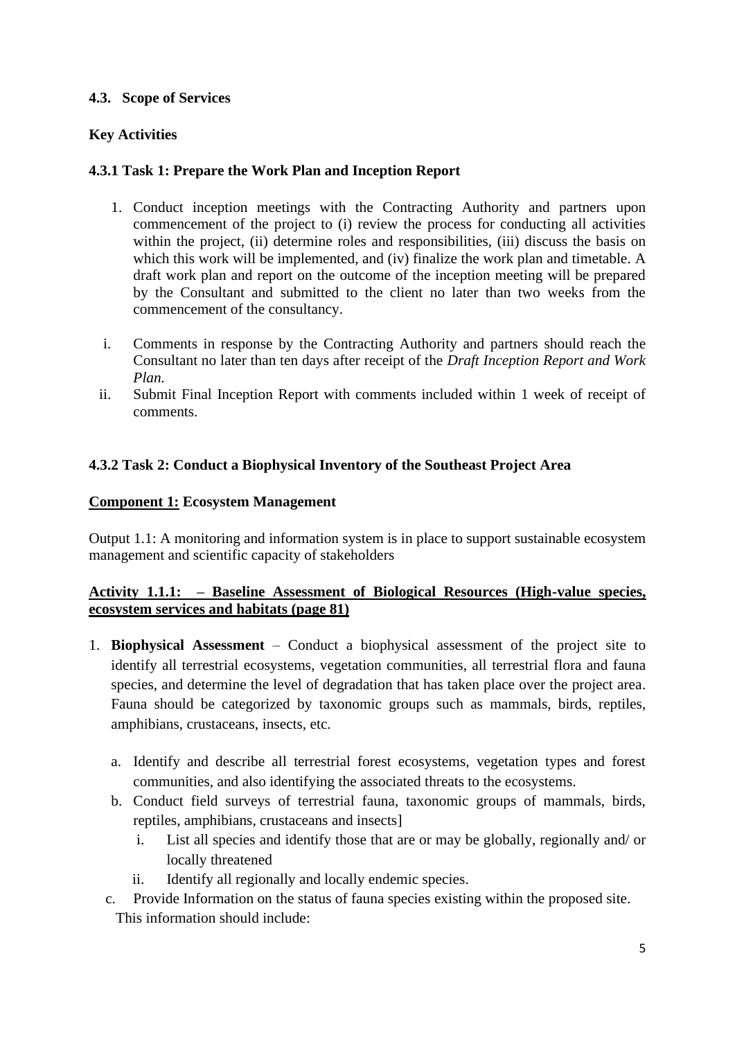### 4.3. Scope of Services

**Key Activities**

#### 4.3.1 Task 1: Prepare the Work Plan and Inception Report

1. Conduct inception meetings with the Contracting Authority and partners upon commencement of the project to (i) review the process for conducting all activities within the project, (ii) determine roles and responsibilities, (iii) discuss the basis on which this work will be implemented, and (iv) finalize the work plan and timetable. A draft work plan and report on the outcome of the inception meeting will be prepared by the Consultant and submitted to the client no later than two weeks from the commencement of the consultancy.

   i. Comments in response by the Contracting Authority and partners should reach the Consultant no later than ten days after receipt of the *Draft Inception Report and Work Plan.*

   ii. Submit Final Inception Report with comments included within 1 week of receipt of comments.

#### 4.3.2 Task 2: Conduct a Biophysical Inventory of the Southeast Project Area

**<u>Component 1:</u> Ecosystem Management**

Output 1.1: A monitoring and information system is in place to support sustainable ecosystem management and scientific capacity of stakeholders

**<u>Activity 1.1.1: – Baseline Assessment of Biological Resources (High-value species, ecosystem services and habitats (page 81)</u>**

1. **Biophysical Assessment** – Conduct a biophysical assessment of the project site to identify all terrestrial ecosystems, vegetation communities, all terrestrial flora and fauna species, and determine the level of degradation that has taken place over the project area. Fauna should be categorized by taxonomic groups such as mammals, birds, reptiles, amphibians, crustaceans, insects, etc.

   a. Identify and describe all terrestrial forest ecosystems, vegetation types and forest communities, and also identifying the associated threats to the ecosystems.

   b. Conduct field surveys of terrestrial fauna, taxonomic groups of mammals, birds, reptiles, amphibians, crustaceans and insects]

      i. List all species and identify those that are or may be globally, regionally and/ or locally threatened

      ii. Identify all regionally and locally endemic species.

   c. Provide Information on the status of fauna species existing within the proposed site. This information should include: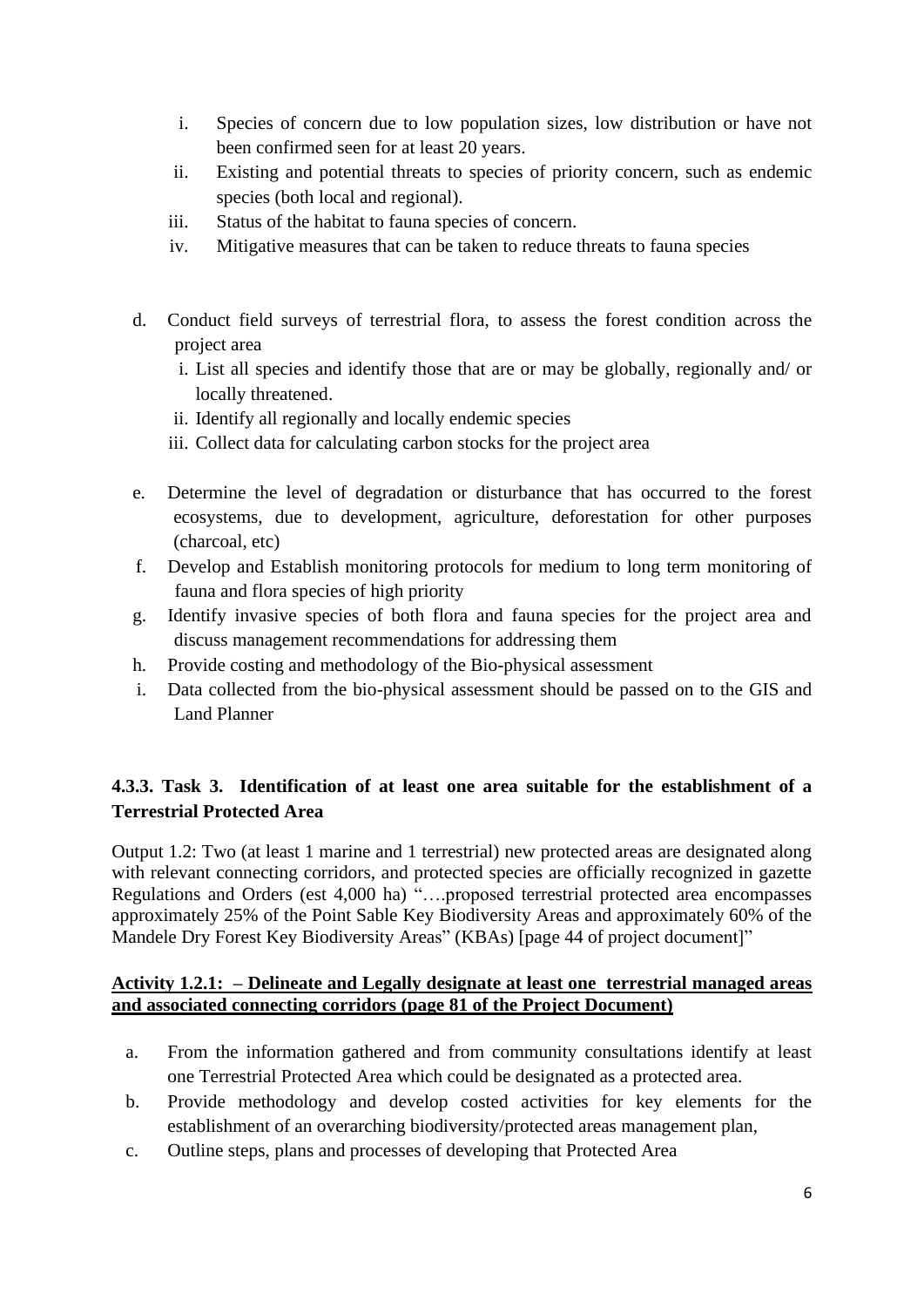i. Species of concern due to low population sizes, low distribution or have not been confirmed seen for at least 20 years.
  ii. Existing and potential threats to species of priority concern, such as endemic species (both local and regional).
  iii. Status of the habitat to fauna species of concern.
  iv. Mitigative measures that can be taken to reduce threats to fauna species

d. Conduct field surveys of terrestrial flora, to assess the forest condition across the project area
  i. List all species and identify those that are or may be globally, regionally and/ or locally threatened.
  ii. Identify all regionally and locally endemic species
  iii. Collect data for calculating carbon stocks for the project area

e. Determine the level of degradation or disturbance that has occurred to the forest ecosystems, due to development, agriculture, deforestation for other purposes (charcoal, etc)
f. Develop and Establish monitoring protocols for medium to long term monitoring of fauna and flora species of high priority
g. Identify invasive species of both flora and fauna species for the project area and discuss management recommendations for addressing them
h. Provide costing and methodology of the Bio-physical assessment
i. Data collected from the bio-physical assessment should be passed on to the GIS and Land Planner

### 4.3.3. Task 3. Identification of at least one area suitable for the establishment of a Terrestrial Protected Area

Output 1.2: Two (at least 1 marine and 1 terrestrial) new protected areas are designated along with relevant connecting corridors, and protected species are officially recognized in gazette Regulations and Orders (est 4,000 ha) "….proposed terrestrial protected area encompasses approximately 25% of the Point Sable Key Biodiversity Areas and approximately 60% of the Mandele Dry Forest Key Biodiversity Areas" (KBAs) [page 44 of project document]"

**Activity 1.2.1: – Delineate and Legally designate at least one terrestrial managed areas and associated connecting corridors (page 81 of the Project Document)**

a. From the information gathered and from community consultations identify at least one Terrestrial Protected Area which could be designated as a protected area.
b. Provide methodology and develop costed activities for key elements for the establishment of an overarching biodiversity/protected areas management plan,
c. Outline steps, plans and processes of developing that Protected Area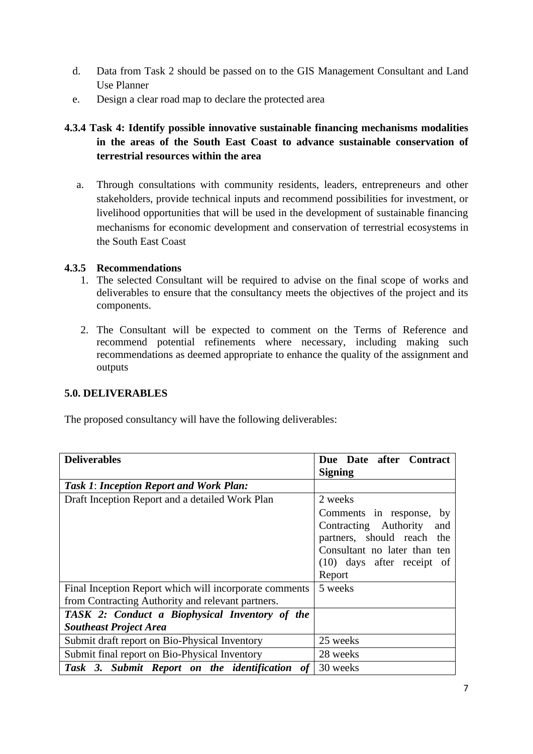d. Data from Task 2 should be passed on to the GIS Management Consultant and Land Use Planner
e. Design a clear road map to declare the protected area

#### 4.3.4 Task 4: Identify possible innovative sustainable financing mechanisms modalities in the areas of the South East Coast to advance sustainable conservation of terrestrial resources within the area

a. Through consultations with community residents, leaders, entrepreneurs and other stakeholders, provide technical inputs and recommend possibilities for investment, or livelihood opportunities that will be used in the development of sustainable financing mechanisms for economic development and conservation of terrestrial ecosystems in the South East Coast

#### 4.3.5 Recommendations

1. The selected Consultant will be required to advise on the final scope of works and deliverables to ensure that the consultancy meets the objectives of the project and its components.

2. The Consultant will be expected to comment on the Terms of Reference and recommend potential refinements where necessary, including making such recommendations as deemed appropriate to enhance the quality of the assignment and outputs

### 5.0. DELIVERABLES

The proposed consultancy will have the following deliverables:

| **Deliverables** | **Due Date after Contract Signing** |
|---|---|
| ***Task 1*: *Inception Report and Work Plan:*** | |
| Draft Inception Report and a detailed Work Plan | 2 weeks<br>Comments in response, by Contracting Authority and partners, should reach the Consultant no later than ten (10) days after receipt of Report |
| Final Inception Report which will incorporate comments from Contracting Authority and relevant partners. | 5 weeks |
| ***TASK 2: Conduct a Biophysical Inventory of the Southeast Project Area*** | |
| Submit draft report on Bio-Physical Inventory | 25 weeks |
| Submit final report on Bio-Physical Inventory | 28 weeks |
| ***Task 3. Submit Report on the identification of*** | 30 weeks |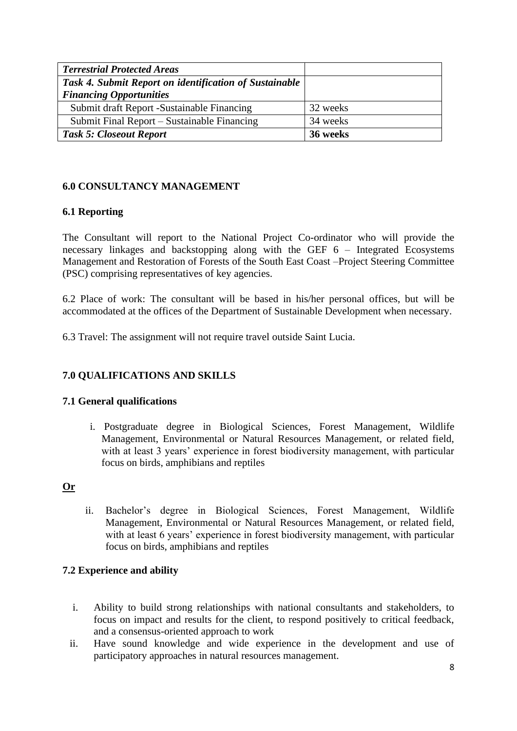| *Terrestrial Protected Areas* | |
|---|---|
| ***Task 4. Submit Report on identification of Sustainable Financing Opportunities*** | |
| Submit draft Report -Sustainable Financing | 32 weeks |
| Submit Final Report – Sustainable Financing | 34 weeks |
| ***Task 5: Closeout Report*** | **36 weeks** |

## 6.0 CONSULTANCY MANAGEMENT

### 6.1 Reporting

The Consultant will report to the National Project Co-ordinator who will provide the necessary linkages and backstopping along with the GEF 6 – Integrated Ecosystems Management and Restoration of Forests of the South East Coast –Project Steering Committee (PSC) comprising representatives of key agencies.

6.2 Place of work: The consultant will be based in his/her personal offices, but will be accommodated at the offices of the Department of Sustainable Development when necessary.

6.3 Travel: The assignment will not require travel outside Saint Lucia.

## 7.0 QUALIFICATIONS AND SKILLS

### 7.1 General qualifications

i. Postgraduate degree in Biological Sciences, Forest Management, Wildlife Management, Environmental or Natural Resources Management, or related field, with at least 3 years' experience in forest biodiversity management, with particular focus on birds, amphibians and reptiles

**Or**

ii. Bachelor's degree in Biological Sciences, Forest Management, Wildlife Management, Environmental or Natural Resources Management, or related field, with at least 6 years' experience in forest biodiversity management, with particular focus on birds, amphibians and reptiles

### 7.2 Experience and ability

i. Ability to build strong relationships with national consultants and stakeholders, to focus on impact and results for the client, to respond positively to critical feedback, and a consensus-oriented approach to work
ii. Have sound knowledge and wide experience in the development and use of participatory approaches in natural resources management.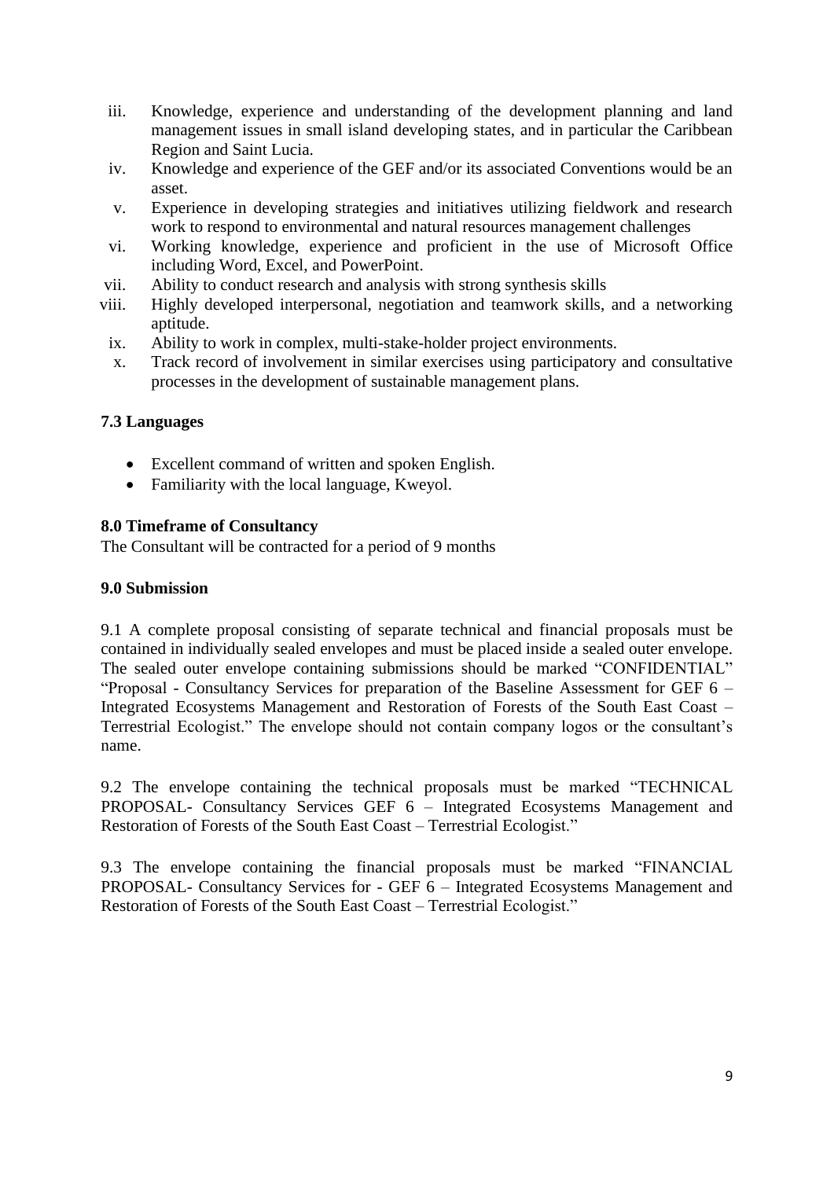iii. Knowledge, experience and understanding of the development planning and land management issues in small island developing states, and in particular the Caribbean Region and Saint Lucia.
iv. Knowledge and experience of the GEF and/or its associated Conventions would be an asset.
v. Experience in developing strategies and initiatives utilizing fieldwork and research work to respond to environmental and natural resources management challenges
vi. Working knowledge, experience and proficient in the use of Microsoft Office including Word, Excel, and PowerPoint.
vii. Ability to conduct research and analysis with strong synthesis skills
viii. Highly developed interpersonal, negotiation and teamwork skills, and a networking aptitude.
ix. Ability to work in complex, multi-stake-holder project environments.
x. Track record of involvement in similar exercises using participatory and consultative processes in the development of sustainable management plans.

### 7.3 Languages

- Excellent command of written and spoken English.
- Familiarity with the local language, Kweyol.

### 8.0 Timeframe of Consultancy

The Consultant will be contracted for a period of 9 months

### 9.0 Submission

9.1 A complete proposal consisting of separate technical and financial proposals must be contained in individually sealed envelopes and must be placed inside a sealed outer envelope. The sealed outer envelope containing submissions should be marked "CONFIDENTIAL" "Proposal - Consultancy Services for preparation of the Baseline Assessment for GEF 6 – Integrated Ecosystems Management and Restoration of Forests of the South East Coast – Terrestrial Ecologist." The envelope should not contain company logos or the consultant's name.

9.2 The envelope containing the technical proposals must be marked "TECHNICAL PROPOSAL- Consultancy Services GEF 6 – Integrated Ecosystems Management and Restoration of Forests of the South East Coast – Terrestrial Ecologist."

9.3 The envelope containing the financial proposals must be marked "FINANCIAL PROPOSAL- Consultancy Services for - GEF 6 – Integrated Ecosystems Management and Restoration of Forests of the South East Coast – Terrestrial Ecologist."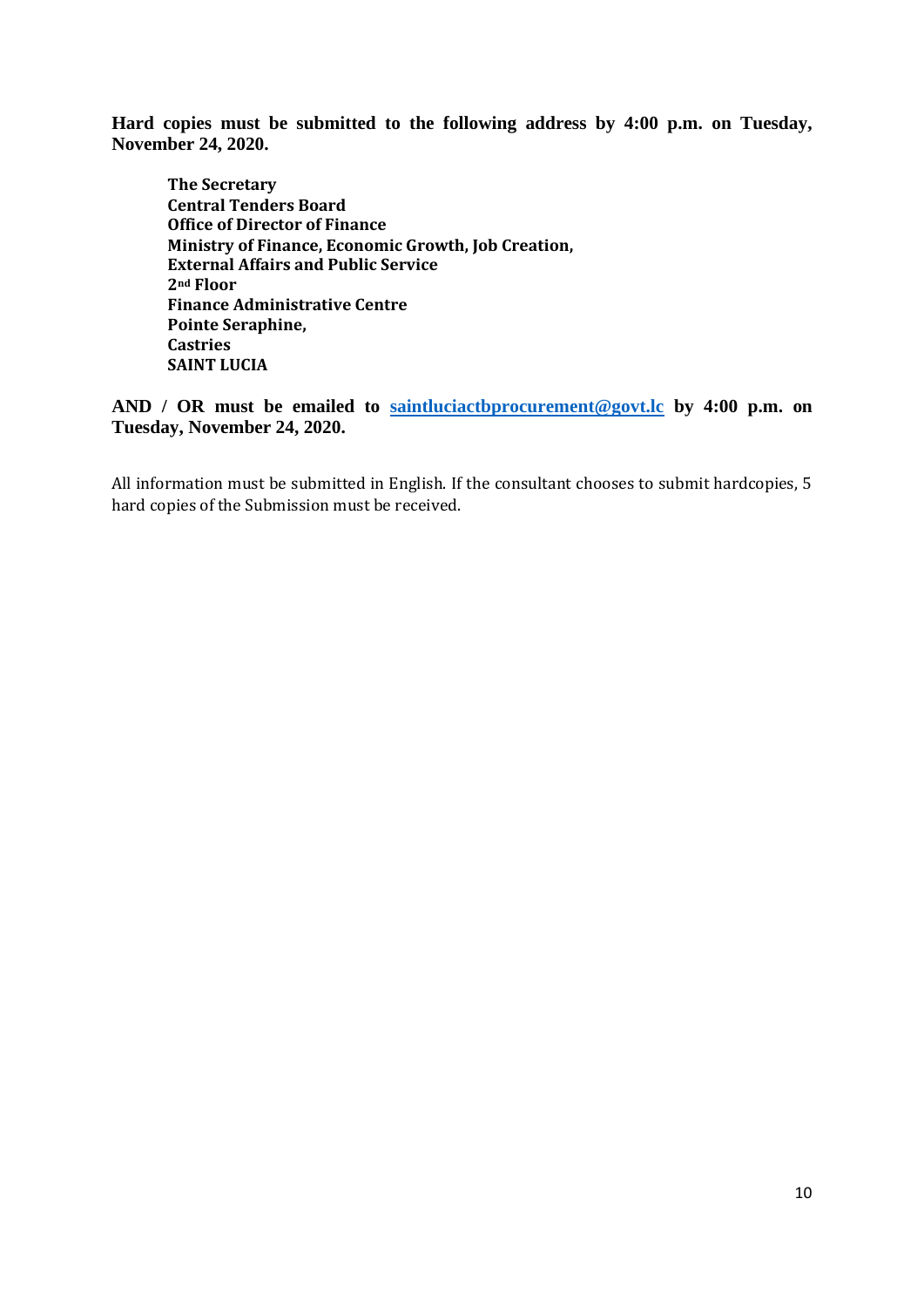**Hard copies must be submitted to the following address by 4:00 p.m. on Tuesday, November 24, 2020.**

**The Secretary**
**Central Tenders Board**
**Office of Director of Finance**
**Ministry of Finance, Economic Growth, Job Creation,**
**External Affairs and Public Service**
**2nd Floor**
**Finance Administrative Centre**
**Pointe Seraphine,**
**Castries**
**SAINT LUCIA**

**AND / OR must be emailed to saintluciactbprocurement@govt.lc by 4:00 p.m. on Tuesday, November 24, 2020.**

All information must be submitted in English. If the consultant chooses to submit hardcopies, 5 hard copies of the Submission must be received.